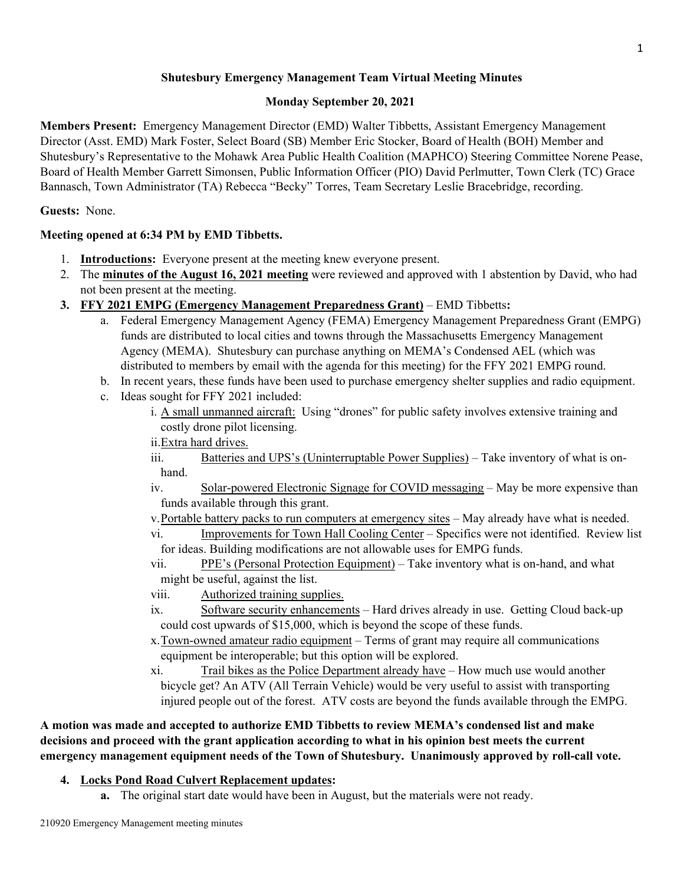**Shutesbury Emergency Management Team Virtual Meeting Minutes**

**Monday September 20, 2021**

**Members Present:** Emergency Management Director (EMD) Walter Tibbetts, Assistant Emergency Management Director (Asst. EMD) Mark Foster, Select Board (SB) Member Eric Stocker, Board of Health (BOH) Member and Shutesbury's Representative to the Mohawk Area Public Health Coalition (MAPHCO) Steering Committee Norene Pease, Board of Health Member Garrett Simonsen, Public Information Officer (PIO) David Perlmutter, Town Clerk (TC) Grace Bannasch, Town Administrator (TA) Rebecca "Becky" Torres, Team Secretary Leslie Bracebridge, recording.

**Guests:** None.

**Meeting opened at 6:34 PM by EMD Tibbetts.**

1. **Introductions:** Everyone present at the meeting knew everyone present.
2. The **minutes of the August 16, 2021 meeting** were reviewed and approved with 1 abstention by David, who had not been present at the meeting.
3. **FFY 2021 EMPG (Emergency Management Preparedness Grant)** – EMD Tibbetts**:**
   a. Federal Emergency Management Agency (FEMA) Emergency Management Preparedness Grant (EMPG) funds are distributed to local cities and towns through the Massachusetts Emergency Management Agency (MEMA). Shutesbury can purchase anything on MEMA's Condensed AEL (which was distributed to members by email with the agenda for this meeting) for the FFY 2021 EMPG round.
   b. In recent years, these funds have been used to purchase emergency shelter supplies and radio equipment.
   c. Ideas sought for FFY 2021 included:
      i. A small unmanned aircraft: Using "drones" for public safety involves extensive training and costly drone pilot licensing.
      ii. Extra hard drives.
      iii. Batteries and UPS's (Uninterruptable Power Supplies) – Take inventory of what is on-hand.
      iv. Solar-powered Electronic Signage for COVID messaging – May be more expensive than funds available through this grant.
      v. Portable battery packs to run computers at emergency sites – May already have what is needed.
      vi. Improvements for Town Hall Cooling Center – Specifics were not identified. Review list for ideas. Building modifications are not allowable uses for EMPG funds.
      vii. PPE's (Personal Protection Equipment) – Take inventory what is on-hand, and what might be useful, against the list.
      viii. Authorized training supplies.
      ix. Software security enhancements – Hard drives already in use. Getting Cloud back-up could cost upwards of $15,000, which is beyond the scope of these funds.
      x. Town-owned amateur radio equipment – Terms of grant may require all communications equipment be interoperable; but this option will be explored.
      xi. Trail bikes as the Police Department already have – How much use would another bicycle get? An ATV (All Terrain Vehicle) would be very useful to assist with transporting injured people out of the forest. ATV costs are beyond the funds available through the EMPG.

**A motion was made and accepted to authorize EMD Tibbetts to review MEMA's condensed list and make decisions and proceed with the grant application according to what in his opinion best meets the current emergency management equipment needs of the Town of Shutesbury. Unanimously approved by roll-call vote.**

4. **Locks Pond Road Culvert Replacement updates:**
   **a.** The original start date would have been in August, but the materials were not ready.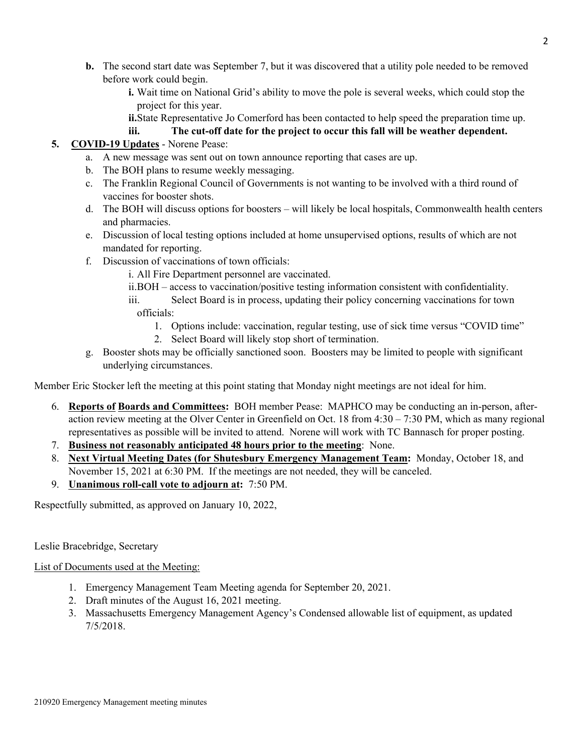- **b.** The second start date was September 7, but it was discovered that a utility pole needed to be removed before work could begin.
    - **i.** Wait time on National Grid's ability to move the pole is several weeks, which could stop the project for this year.
    - **ii.** State Representative Jo Comerford has been contacted to help speed the preparation time up.
    - **iii. The cut-off date for the project to occur this fall will be weather dependent.**

5. **COVID-19 Updates** - Norene Pease:
    - a. A new message was sent out on town announce reporting that cases are up.
    - b. The BOH plans to resume weekly messaging.
    - c. The Franklin Regional Council of Governments is not wanting to be involved with a third round of vaccines for booster shots.
    - d. The BOH will discuss options for boosters – will likely be local hospitals, Commonwealth health centers and pharmacies.
    - e. Discussion of local testing options included at home unsupervised options, results of which are not mandated for reporting.
    - f. Discussion of vaccinations of town officials:
        - i. All Fire Department personnel are vaccinated.
        - ii. BOH – access to vaccination/positive testing information consistent with confidentiality.
        - iii. Select Board is in process, updating their policy concerning vaccinations for town officials:
            1. Options include: vaccination, regular testing, use of sick time versus "COVID time"
            2. Select Board will likely stop short of termination.
    - g. Booster shots may be officially sanctioned soon. Boosters may be limited to people with significant underlying circumstances.

Member Eric Stocker left the meeting at this point stating that Monday night meetings are not ideal for him.

6. **Reports of Boards and Committees:** BOH member Pease: MAPHCO may be conducting an in-person, after-action review meeting at the Olver Center in Greenfield on Oct. 18 from 4:30 – 7:30 PM, which as many regional representatives as possible will be invited to attend. Norene will work with TC Bannasch for proper posting.
7. **Business not reasonably anticipated 48 hours prior to the meeting**: None.
8. **Next Virtual Meeting Dates (for Shutesbury Emergency Management Team:** Monday, October 18, and November 15, 2021 at 6:30 PM. If the meetings are not needed, they will be canceled.
9. **Unanimous roll-call vote to adjourn at:** 7:50 PM.

Respectfully submitted, as approved on January 10, 2022,

Leslie Bracebridge, Secretary

List of Documents used at the Meeting:

1. Emergency Management Team Meeting agenda for September 20, 2021.
2. Draft minutes of the August 16, 2021 meeting.
3. Massachusetts Emergency Management Agency's Condensed allowable list of equipment, as updated 7/5/2018.